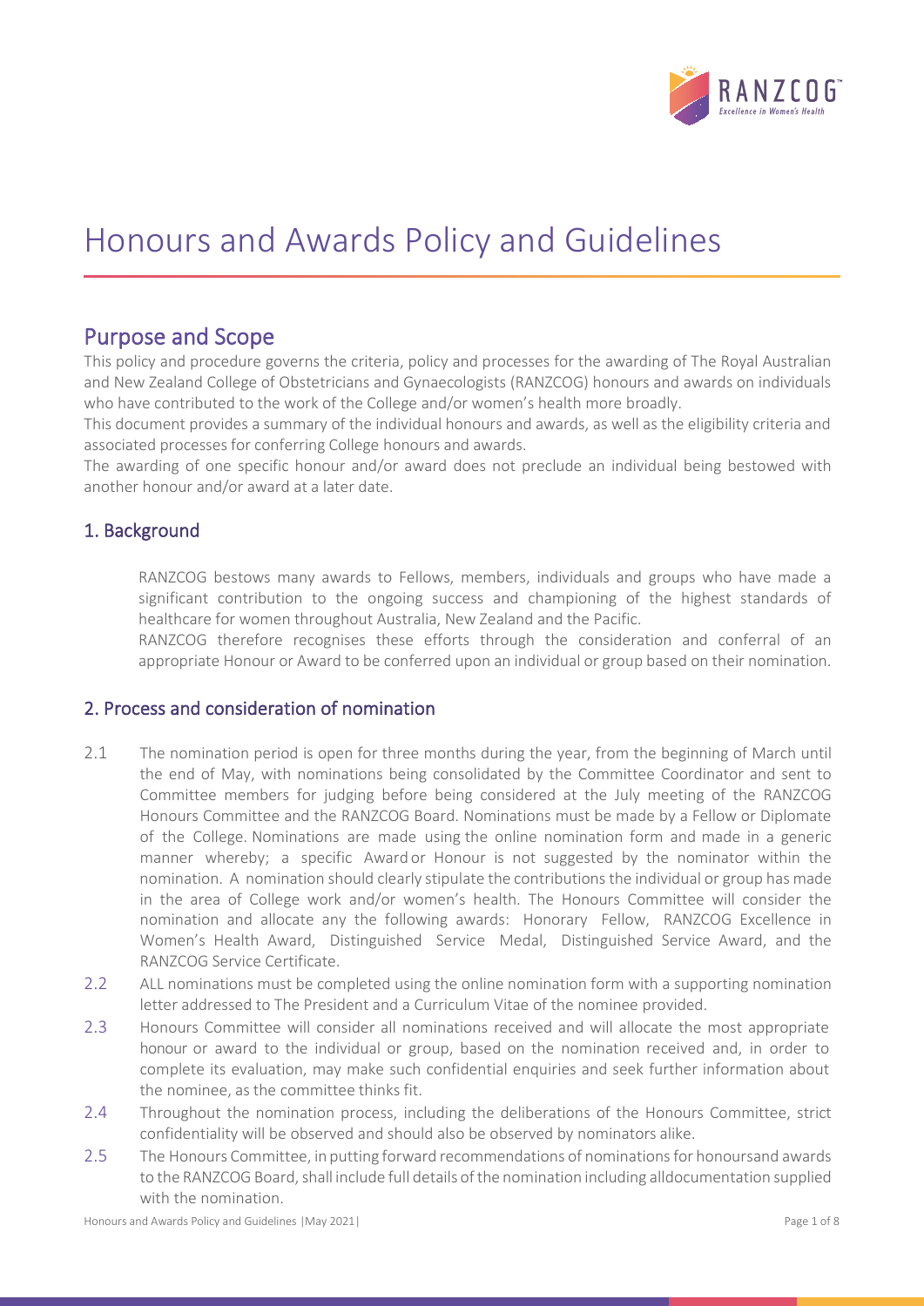# Honours and Awards Policy and Guidelines

## Purpose and Scope

This policy and procedure governs the criteria, policy and processes for the awarding of The Royal Australian and New Zealand College of Obstetricians and Gynaecologists (RANZCOG) honours and awards on individuals who have contributed to the work of the College and/or women's health more broadly.

This document provides a summary of the individual honours and awards, as well as the eligibility criteria and associated processes for conferring College honours and awards.

The awarding of one specific honour and/or award does not preclude an individual being bestowed with another honour and/or award at a later date.

### 1. Background

RANZCOG bestows many awards to Fellows, members, individuals and groups who have made a significant contribution to the ongoing success and championing of the highest standards of healthcare for women throughout Australia, New Zealand and the Pacific.

RANZCOG therefore recognises these efforts through the consideration and conferral of an appropriate Honour or Award to be conferred upon an individual or group based on their nomination.

### 2. Process and consideration of nomination

2.1 The nomination period is open for three months during the year, from the beginning of March until the end of May, with nominations being consolidated by the Committee Coordinator and sent to Committee members for judging before being considered at the July meeting of the RANZCOG Honours Committee and the RANZCOG Board. Nominations must be made by a Fellow or Diplomate of the College. Nominations are made using the online nomination form and made in a generic manner whereby; a specific Award or Honour is not suggested by the nominator within the nomination. A nomination should clearly stipulate the contributions the individual or group has made in the area of College work and/or women's health. The Honours Committee will consider the nomination and allocate any the following awards: Honorary Fellow, RANZCOG Excellence in Women's Health Award, Distinguished Service Medal, Distinguished Service Award, and the RANZCOG Service Certificate.

2.2 ALL nominations must be completed using the online nomination form with a supporting nomination letter addressed to The President and a Curriculum Vitae of the nominee provided.

2.3 Honours Committee will consider all nominations received and will allocate the most appropriate honour or award to the individual or group, based on the nomination received and, in order to complete its evaluation, may make such confidential enquiries and seek further information about the nominee, as the committee thinks fit.

2.4 Throughout the nomination process, including the deliberations of the Honours Committee, strict confidentiality will be observed and should also be observed by nominators alike.

2.5 The Honours Committee, in putting forward recommendations of nominations for honoursand awards to the RANZCOG Board, shall include full details of the nomination including alldocumentation supplied with the nomination.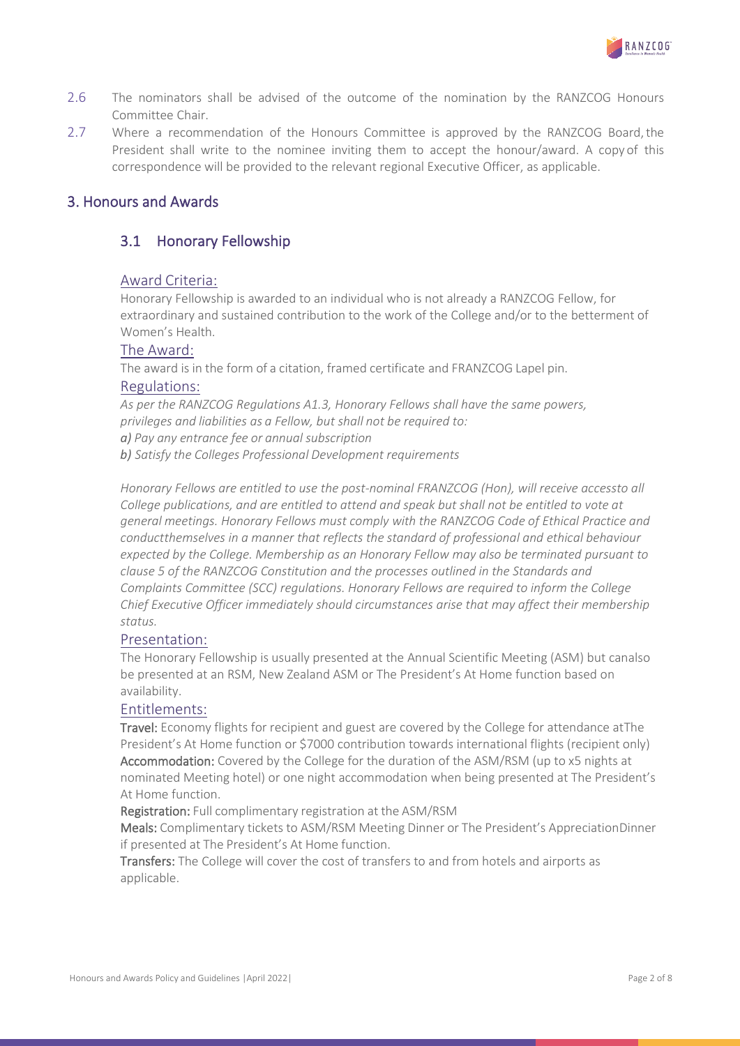2.6 The nominators shall be advised of the outcome of the nomination by the RANZCOG Honours Committee Chair.

2.7 Where a recommendation of the Honours Committee is approved by the RANZCOG Board, the President shall write to the nominee inviting them to accept the honour/award. A copy of this correspondence will be provided to the relevant regional Executive Officer, as applicable.

## 3. Honours and Awards

### 3.1 Honorary Fellowship

#### Award Criteria:

Honorary Fellowship is awarded to an individual who is not already a RANZCOG Fellow, for extraordinary and sustained contribution to the work of the College and/or to the betterment of Women's Health.

#### The Award:

The award is in the form of a citation, framed certificate and FRANZCOG Lapel pin.

#### Regulations:

*As per the RANZCOG Regulations A1.3, Honorary Fellows shall have the same powers, privileges and liabilities as a Fellow, but shall not be required to:*

***a)*** *Pay any entrance fee or annual subscription*

***b)*** *Satisfy the Colleges Professional Development requirements*

*Honorary Fellows are entitled to use the post-nominal FRANZCOG (Hon), will receive accessto all College publications, and are entitled to attend and speak but shall not be entitled to vote at general meetings. Honorary Fellows must comply with the RANZCOG Code of Ethical Practice and conductthemselves in a manner that reflects the standard of professional and ethical behaviour expected by the College. Membership as an Honorary Fellow may also be terminated pursuant to clause 5 of the RANZCOG Constitution and the processes outlined in the Standards and Complaints Committee (SCC) regulations. Honorary Fellows are required to inform the College Chief Executive Officer immediately should circumstances arise that may affect their membership status.*

#### Presentation:

The Honorary Fellowship is usually presented at the Annual Scientific Meeting (ASM) but canalso be presented at an RSM, New Zealand ASM or The President's At Home function based on availability.

#### Entitlements:

**Travel:** Economy flights for recipient and guest are covered by the College for attendance atThe President's At Home function or $7000 contribution towards international flights (recipient only)

**Accommodation:** Covered by the College for the duration of the ASM/RSM (up to x5 nights at nominated Meeting hotel) or one night accommodation when being presented at The President's At Home function.

**Registration:** Full complimentary registration at the ASM/RSM

**Meals:** Complimentary tickets to ASM/RSM Meeting Dinner or The President's AppreciationDinner if presented at The President's At Home function.

**Transfers:** The College will cover the cost of transfers to and from hotels and airports as applicable.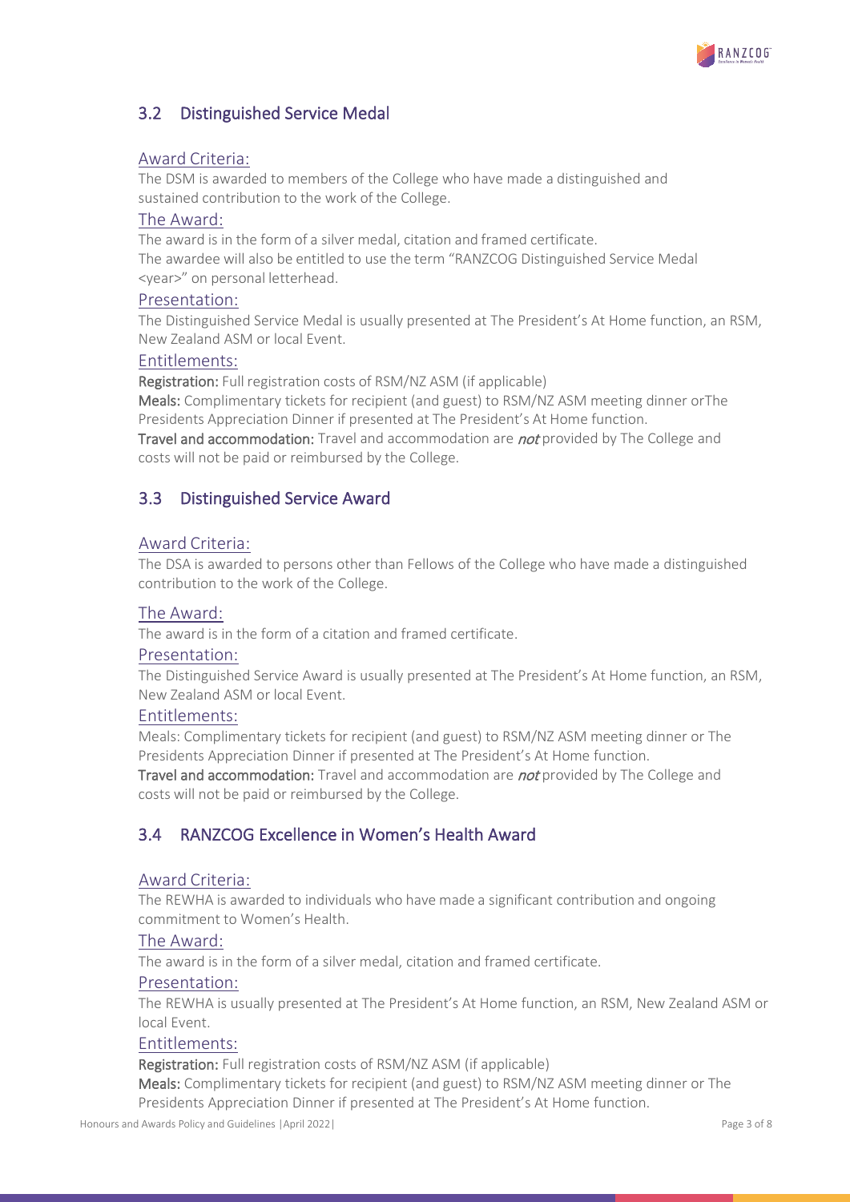## 3.2 Distinguished Service Medal

### Award Criteria:

The DSM is awarded to members of the College who have made a distinguished and sustained contribution to the work of the College.

### The Award:

The award is in the form of a silver medal, citation and framed certificate.
The awardee will also be entitled to use the term "RANZCOG Distinguished Service Medal <year>" on personal letterhead.

### Presentation:

The Distinguished Service Medal is usually presented at The President's At Home function, an RSM, New Zealand ASM or local Event.

### Entitlements:

**Registration:** Full registration costs of RSM/NZ ASM (if applicable)
**Meals:** Complimentary tickets for recipient (and guest) to RSM/NZ ASM meeting dinner orThe Presidents Appreciation Dinner if presented at The President's At Home function.
**Travel and accommodation:** Travel and accommodation are ***not*** provided by The College and costs will not be paid or reimbursed by the College.

## 3.3 Distinguished Service Award

### Award Criteria:

The DSA is awarded to persons other than Fellows of the College who have made a distinguished contribution to the work of the College.

### The Award:

The award is in the form of a citation and framed certificate.

### Presentation:

The Distinguished Service Award is usually presented at The President's At Home function, an RSM, New Zealand ASM or local Event.

### Entitlements:

Meals: Complimentary tickets for recipient (and guest) to RSM/NZ ASM meeting dinner or The Presidents Appreciation Dinner if presented at The President's At Home function.
**Travel and accommodation:** Travel and accommodation are ***not*** provided by The College and costs will not be paid or reimbursed by the College.

## 3.4 RANZCOG Excellence in Women's Health Award

### Award Criteria:

The REWHA is awarded to individuals who have made a significant contribution and ongoing commitment to Women's Health.

### The Award:

The award is in the form of a silver medal, citation and framed certificate.

### Presentation:

The REWHA is usually presented at The President's At Home function, an RSM, New Zealand ASM or local Event.

### Entitlements:

**Registration:** Full registration costs of RSM/NZ ASM (if applicable)
**Meals:** Complimentary tickets for recipient (and guest) to RSM/NZ ASM meeting dinner or The Presidents Appreciation Dinner if presented at The President's At Home function.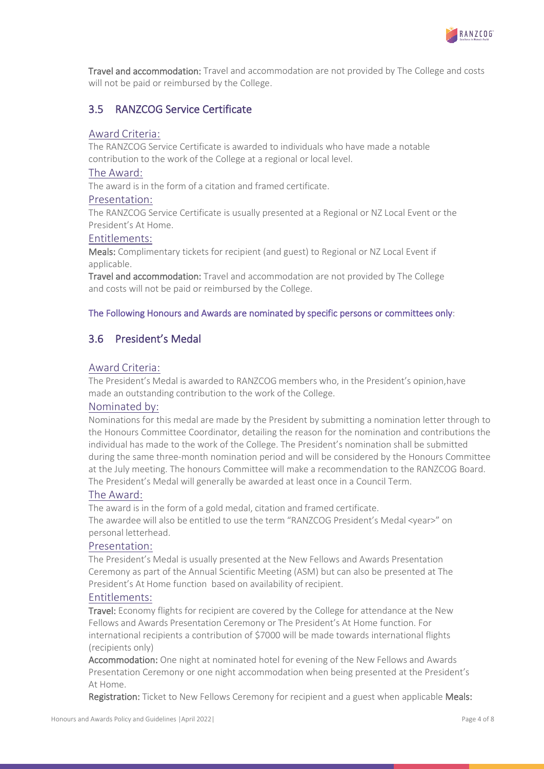**Travel and accommodation:** Travel and accommodation are not provided by The College and costs will not be paid or reimbursed by the College.

## 3.5 RANZCOG Service Certificate

### Award Criteria:

The RANZCOG Service Certificate is awarded to individuals who have made a notable contribution to the work of the College at a regional or local level.

### The Award:

The award is in the form of a citation and framed certificate.

### Presentation:

The RANZCOG Service Certificate is usually presented at a Regional or NZ Local Event or the President's At Home.

### Entitlements:

**Meals:** Complimentary tickets for recipient (and guest) to Regional or NZ Local Event if applicable.

**Travel and accommodation:** Travel and accommodation are not provided by The College and costs will not be paid or reimbursed by the College.

The Following Honours and Awards are nominated by specific persons or committees only:

## 3.6 President's Medal

### Award Criteria:

The President's Medal is awarded to RANZCOG members who, in the President's opinion,have made an outstanding contribution to the work of the College.

### Nominated by:

Nominations for this medal are made by the President by submitting a nomination letter through to the Honours Committee Coordinator, detailing the reason for the nomination and contributions the individual has made to the work of the College. The President's nomination shall be submitted during the same three-month nomination period and will be considered by the Honours Committee at the July meeting. The honours Committee will make a recommendation to the RANZCOG Board. The President's Medal will generally be awarded at least once in a Council Term.

### The Award:

The award is in the form of a gold medal, citation and framed certificate.

The awardee will also be entitled to use the term "RANZCOG President's Medal <year>" on personal letterhead.

### Presentation:

The President's Medal is usually presented at the New Fellows and Awards Presentation Ceremony as part of the Annual Scientific Meeting (ASM) but can also be presented at The President's At Home function based on availability of recipient.

### Entitlements:

**Travel:** Economy flights for recipient are covered by the College for attendance at the New Fellows and Awards Presentation Ceremony or The President's At Home function. For international recipients a contribution of $7000 will be made towards international flights (recipients only)

**Accommodation:** One night at nominated hotel for evening of the New Fellows and Awards Presentation Ceremony or one night accommodation when being presented at the President's At Home.

**Registration:** Ticket to New Fellows Ceremony for recipient and a guest when applicable **Meals:**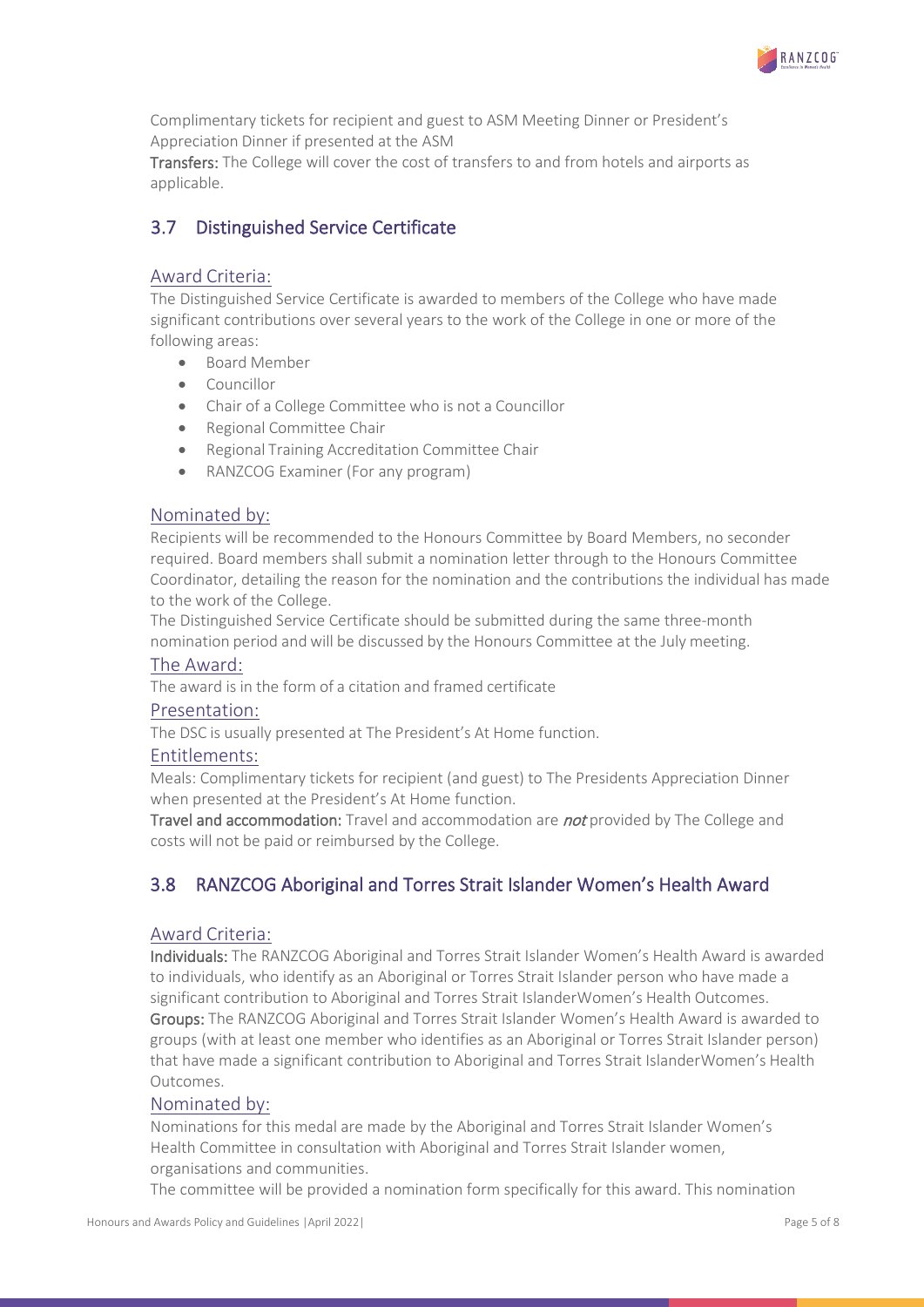Complimentary tickets for recipient and guest to ASM Meeting Dinner or President's Appreciation Dinner if presented at the ASM

**Transfers:** The College will cover the cost of transfers to and from hotels and airports as applicable.

## 3.7 Distinguished Service Certificate

### Award Criteria:

The Distinguished Service Certificate is awarded to members of the College who have made significant contributions over several years to the work of the College in one or more of the following areas:

- Board Member
- Councillor
- Chair of a College Committee who is not a Councillor
- Regional Committee Chair
- Regional Training Accreditation Committee Chair
- RANZCOG Examiner (For any program)

### Nominated by:

Recipients will be recommended to the Honours Committee by Board Members, no seconder required. Board members shall submit a nomination letter through to the Honours Committee Coordinator, detailing the reason for the nomination and the contributions the individual has made to the work of the College.

The Distinguished Service Certificate should be submitted during the same three-month nomination period and will be discussed by the Honours Committee at the July meeting.

### The Award:

The award is in the form of a citation and framed certificate

### Presentation:

The DSC is usually presented at The President's At Home function.

### Entitlements:

Meals: Complimentary tickets for recipient (and guest) to The Presidents Appreciation Dinner when presented at the President's At Home function.

**Travel and accommodation:** Travel and accommodation are ***not*** provided by The College and costs will not be paid or reimbursed by the College.

## 3.8 RANZCOG Aboriginal and Torres Strait Islander Women's Health Award

### Award Criteria:

**Individuals:** The RANZCOG Aboriginal and Torres Strait Islander Women's Health Award is awarded to individuals, who identify as an Aboriginal or Torres Strait Islander person who have made a significant contribution to Aboriginal and Torres Strait IslanderWomen's Health Outcomes.

**Groups:** The RANZCOG Aboriginal and Torres Strait Islander Women's Health Award is awarded to groups (with at least one member who identifies as an Aboriginal or Torres Strait Islander person) that have made a significant contribution to Aboriginal and Torres Strait IslanderWomen's Health Outcomes.

### Nominated by:

Nominations for this medal are made by the Aboriginal and Torres Strait Islander Women's Health Committee in consultation with Aboriginal and Torres Strait Islander women, organisations and communities.

The committee will be provided a nomination form specifically for this award. This nomination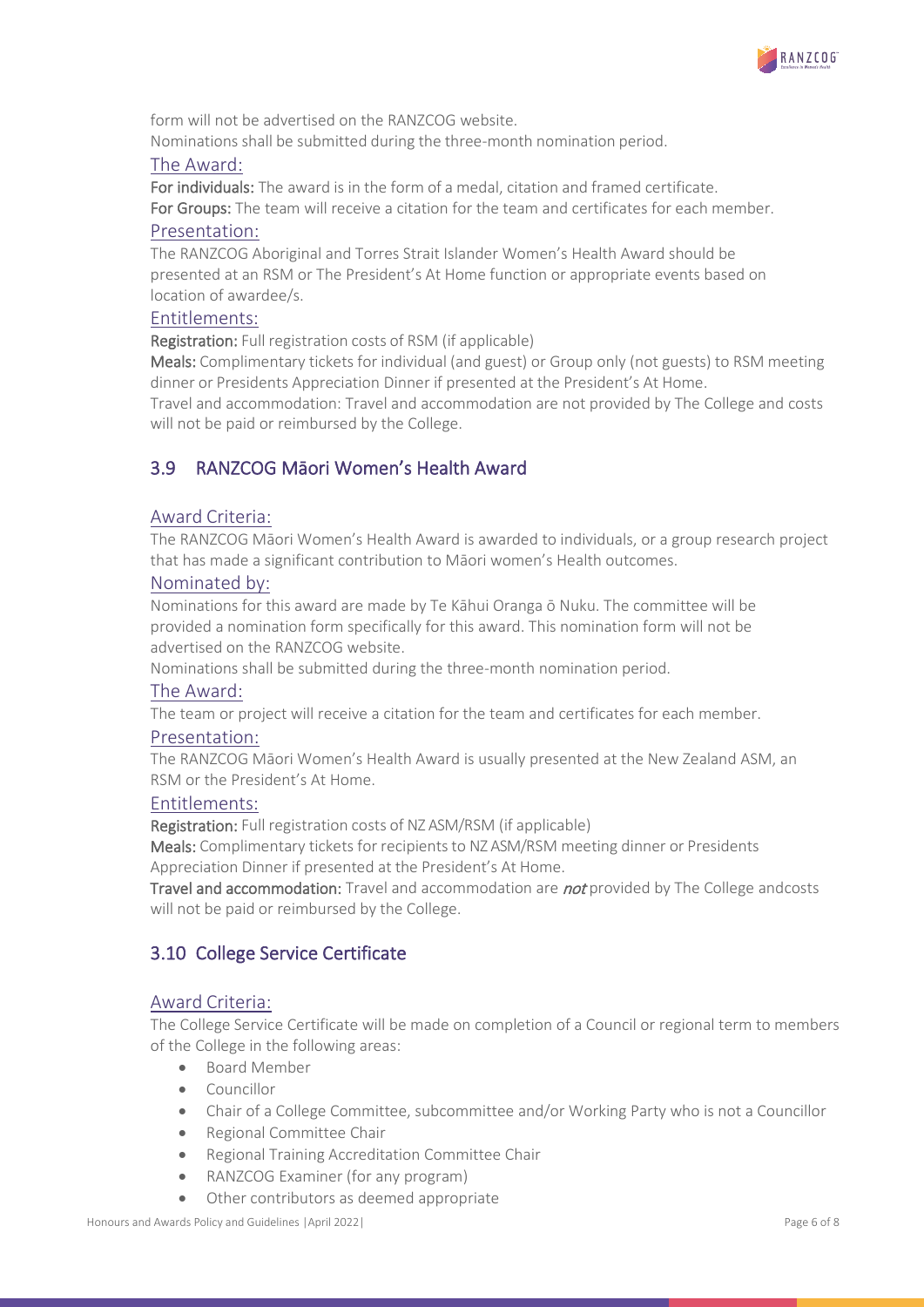form will not be advertised on the RANZCOG website.

Nominations shall be submitted during the three-month nomination period.

#### The Award:

**For individuals:** The award is in the form of a medal, citation and framed certificate.

**For Groups:** The team will receive a citation for the team and certificates for each member.

#### Presentation:

The RANZCOG Aboriginal and Torres Strait Islander Women's Health Award should be presented at an RSM or The President's At Home function or appropriate events based on location of awardee/s.

#### Entitlements:

**Registration:** Full registration costs of RSM (if applicable)

**Meals:** Complimentary tickets for individual (and guest) or Group only (not guests) to RSM meeting dinner or Presidents Appreciation Dinner if presented at the President's At Home.

Travel and accommodation: Travel and accommodation are not provided by The College and costs will not be paid or reimbursed by the College.

### 3.9 RANZCOG Māori Women's Health Award

#### Award Criteria:

The RANZCOG Māori Women's Health Award is awarded to individuals, or a group research project that has made a significant contribution to Māori women's Health outcomes.

#### Nominated by:

Nominations for this award are made by Te Kāhui Oranga ō Nuku. The committee will be provided a nomination form specifically for this award. This nomination form will not be advertised on the RANZCOG website.

Nominations shall be submitted during the three-month nomination period.

#### The Award:

The team or project will receive a citation for the team and certificates for each member.

#### Presentation:

The RANZCOG Māori Women's Health Award is usually presented at the New Zealand ASM, an RSM or the President's At Home.

#### Entitlements:

**Registration:** Full registration costs of NZ ASM/RSM (if applicable)

**Meals:** Complimentary tickets for recipients to NZ ASM/RSM meeting dinner or Presidents Appreciation Dinner if presented at the President's At Home.

**Travel and accommodation:** Travel and accommodation are *not* provided by The College andcosts will not be paid or reimbursed by the College.

### 3.10 College Service Certificate

#### Award Criteria:

The College Service Certificate will be made on completion of a Council or regional term to members of the College in the following areas:

- Board Member
- Councillor
- Chair of a College Committee, subcommittee and/or Working Party who is not a Councillor
- Regional Committee Chair
- Regional Training Accreditation Committee Chair
- RANZCOG Examiner (for any program)
- Other contributors as deemed appropriate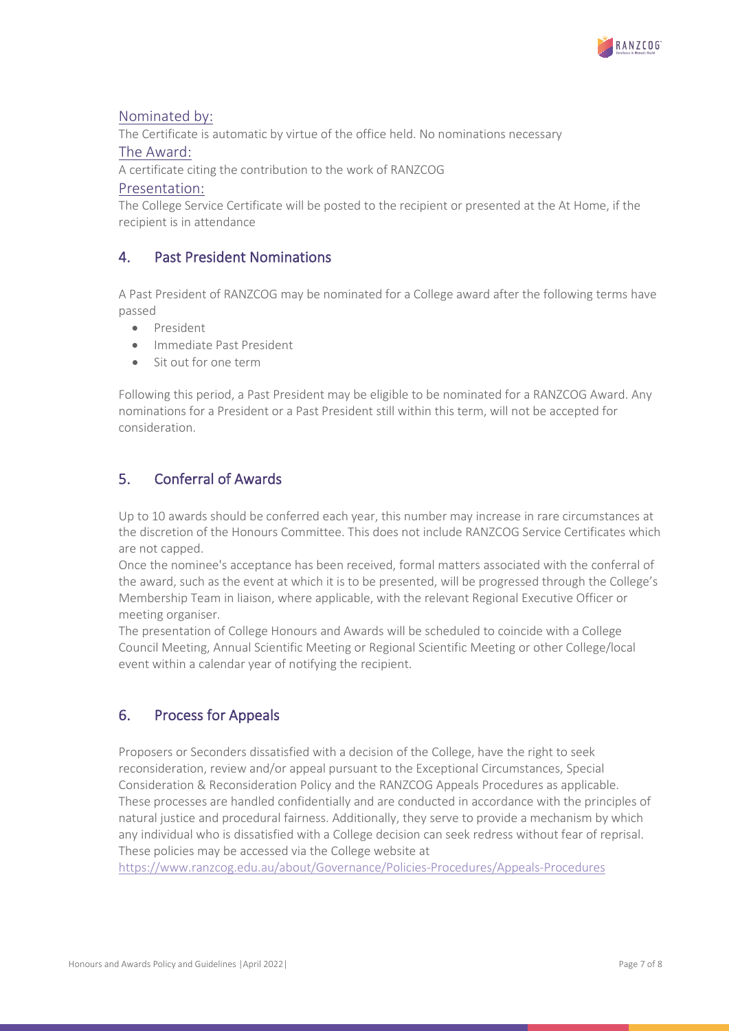### Nominated by:

The Certificate is automatic by virtue of the office held. No nominations necessary

### The Award:

A certificate citing the contribution to the work of RANZCOG

### Presentation:

The College Service Certificate will be posted to the recipient or presented at the At Home, if the recipient is in attendance

## 4. Past President Nominations

A Past President of RANZCOG may be nominated for a College award after the following terms have passed

- President
- Immediate Past President
- Sit out for one term

Following this period, a Past President may be eligible to be nominated for a RANZCOG Award. Any nominations for a President or a Past President still within this term, will not be accepted for consideration.

## 5. Conferral of Awards

Up to 10 awards should be conferred each year, this number may increase in rare circumstances at the discretion of the Honours Committee. This does not include RANZCOG Service Certificates which are not capped.

Once the nominee's acceptance has been received, formal matters associated with the conferral of the award, such as the event at which it is to be presented, will be progressed through the College's Membership Team in liaison, where applicable, with the relevant Regional Executive Officer or meeting organiser.

The presentation of College Honours and Awards will be scheduled to coincide with a College Council Meeting, Annual Scientific Meeting or Regional Scientific Meeting or other College/local event within a calendar year of notifying the recipient.

## 6. Process for Appeals

Proposers or Seconders dissatisfied with a decision of the College, have the right to seek reconsideration, review and/or appeal pursuant to the Exceptional Circumstances, Special Consideration & Reconsideration Policy and the RANZCOG Appeals Procedures as applicable. These processes are handled confidentially and are conducted in accordance with the principles of natural justice and procedural fairness. Additionally, they serve to provide a mechanism by which any individual who is dissatisfied with a College decision can seek redress without fear of reprisal. These policies may be accessed via the College website at

https://www.ranzcog.edu.au/about/Governance/Policies-Procedures/Appeals-Procedures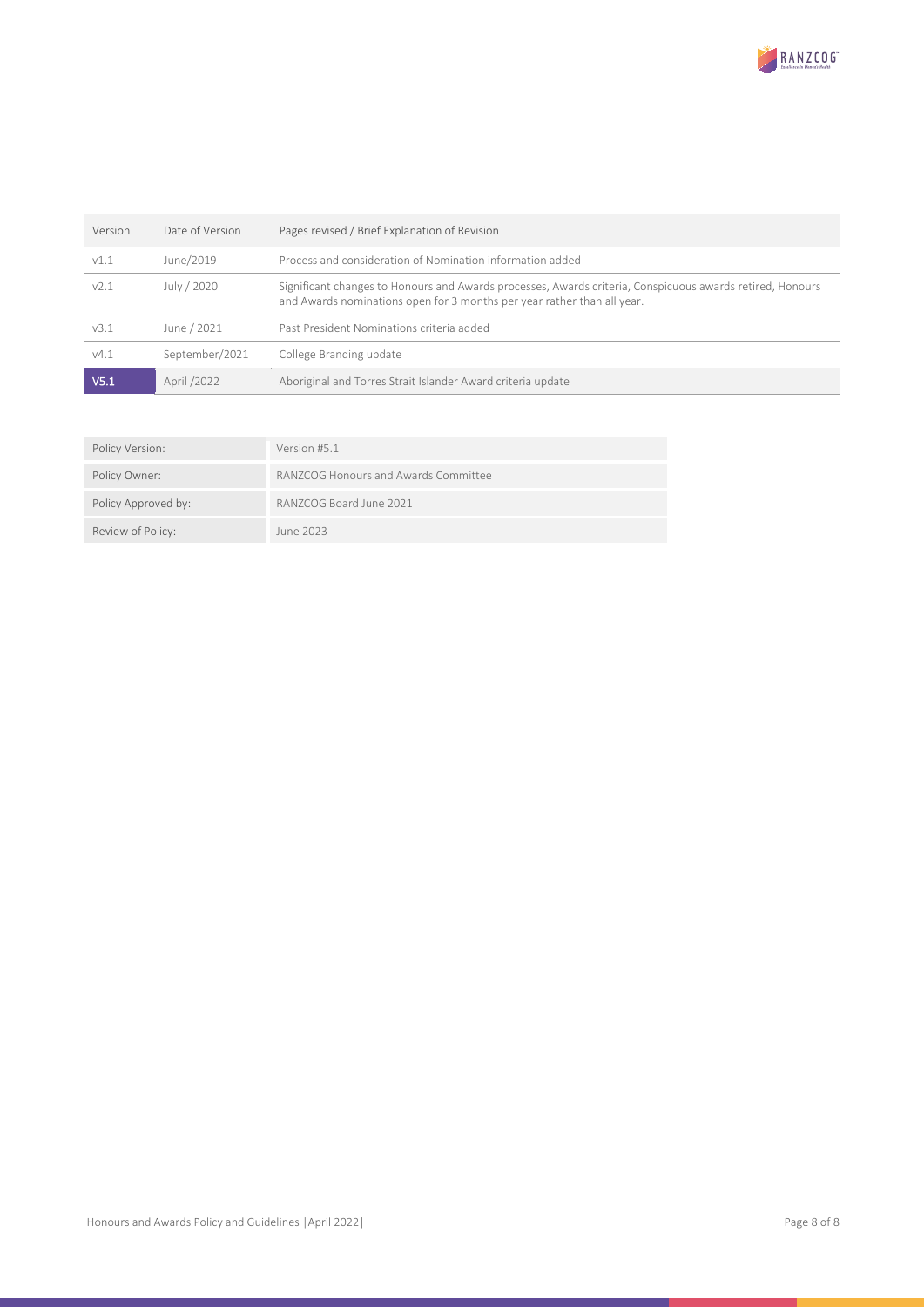| Version | Date of Version | Pages revised / Brief Explanation of Revision |
| --- | --- | --- |
| v1.1 | June/2019 | Process and consideration of Nomination information added |
| v2.1 | July / 2020 | Significant changes to Honours and Awards processes, Awards criteria, Conspicuous awards retired, Honours and Awards nominations open for 3 months per year rather than all year. |
| v3.1 | June / 2021 | Past President Nominations criteria added |
| v4.1 | September/2021 | College Branding update |
| V5.1 | April /2022 | Aboriginal and Torres Strait Islander Award criteria update |

| | |
| --- | --- |
| Policy Version: | Version #5.1 |
| Policy Owner: | RANZCOG Honours and Awards Committee |
| Policy Approved by: | RANZCOG Board June 2021 |
| Review of Policy: | June 2023 |